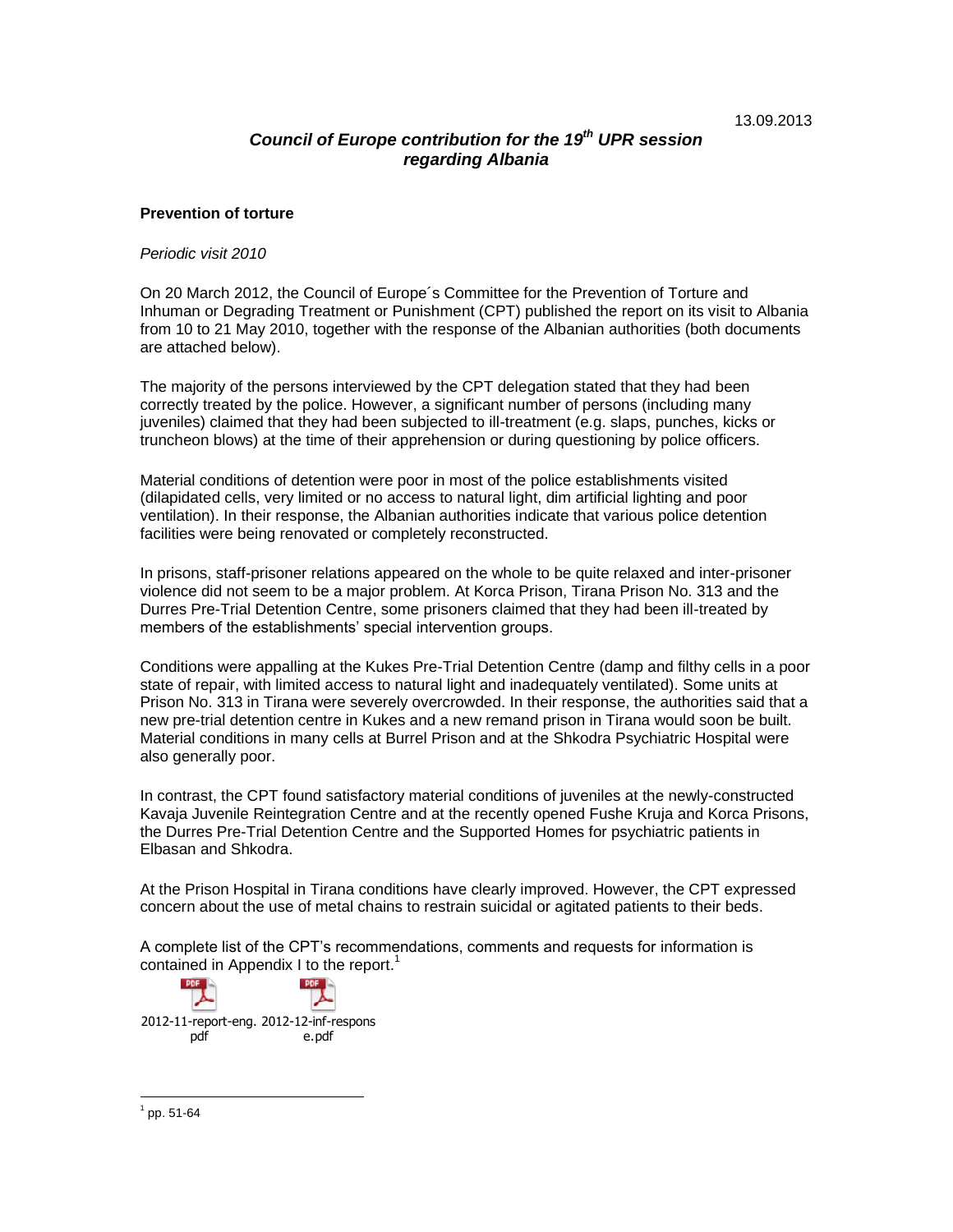13.09.2013

# *Council of Europe contribution for the 19th UPR session regarding Albania*

## Prevention of torture

*Periodic visit 2010*

On 20 March 2012, the Council of Europe´s Committee for the Prevention of Torture and Inhuman or Degrading Treatment or Punishment (CPT) published the report on its visit to Albania from 10 to 21 May 2010, together with the response of the Albanian authorities (both documents are attached below).

The majority of the persons interviewed by the CPT delegation stated that they had been correctly treated by the police. However, a significant number of persons (including many juveniles) claimed that they had been subjected to ill-treatment (e.g. slaps, punches, kicks or truncheon blows) at the time of their apprehension or during questioning by police officers.

Material conditions of detention were poor in most of the police establishments visited (dilapidated cells, very limited or no access to natural light, dim artificial lighting and poor ventilation). In their response, the Albanian authorities indicate that various police detention facilities were being renovated or completely reconstructed.

In prisons, staff-prisoner relations appeared on the whole to be quite relaxed and inter-prisoner violence did not seem to be a major problem. At Korca Prison, Tirana Prison No. 313 and the Durres Pre-Trial Detention Centre, some prisoners claimed that they had been ill-treated by members of the establishments' special intervention groups.

Conditions were appalling at the Kukes Pre-Trial Detention Centre (damp and filthy cells in a poor state of repair, with limited access to natural light and inadequately ventilated). Some units at Prison No. 313 in Tirana were severely overcrowded. In their response, the authorities said that a new pre-trial detention centre in Kukes and a new remand prison in Tirana would soon be built. Material conditions in many cells at Burrel Prison and at the Shkodra Psychiatric Hospital were also generally poor.

In contrast, the CPT found satisfactory material conditions of juveniles at the newly-constructed Kavaja Juvenile Reintegration Centre and at the recently opened Fushe Kruja and Korca Prisons, the Durres Pre-Trial Detention Centre and the Supported Homes for psychiatric patients in Elbasan and Shkodra.

At the Prison Hospital in Tirana conditions have clearly improved. However, the CPT expressed concern about the use of metal chains to restrain suicidal or agitated patients to their beds.

A complete list of the CPT's recommendations, comments and requests for information is contained in Appendix I to the report.[1]

2012-11-report-eng.pdf 2012-12-inf-response.pdf

[1] pp. 51-64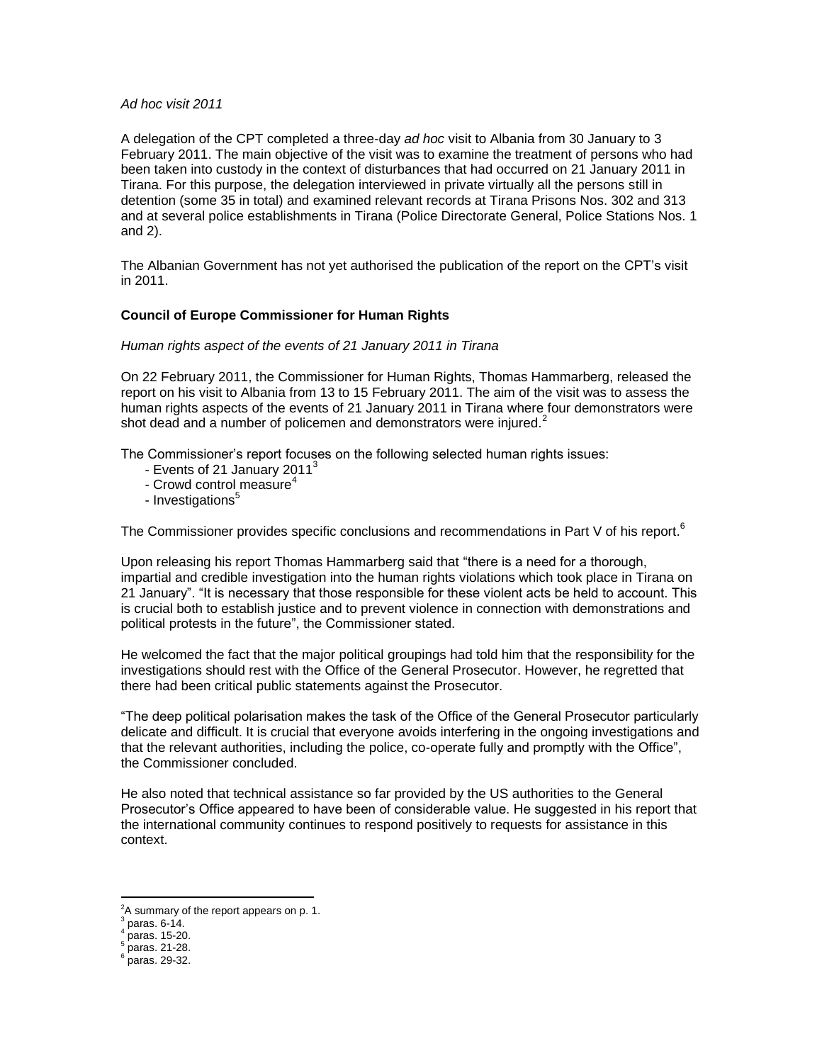*Ad hoc visit 2011*

A delegation of the CPT completed a three-day *ad hoc* visit to Albania from 30 January to 3 February 2011. The main objective of the visit was to examine the treatment of persons who had been taken into custody in the context of disturbances that had occurred on 21 January 2011 in Tirana. For this purpose, the delegation interviewed in private virtually all the persons still in detention (some 35 in total) and examined relevant records at Tirana Prisons Nos. 302 and 313 and at several police establishments in Tirana (Police Directorate General, Police Stations Nos. 1 and 2).

The Albanian Government has not yet authorised the publication of the report on the CPT's visit in 2011.

**Council of Europe Commissioner for Human Rights**

*Human rights aspect of the events of 21 January 2011 in Tirana*

On 22 February 2011, the Commissioner for Human Rights, Thomas Hammarberg, released the report on his visit to Albania from 13 to 15 February 2011. The aim of the visit was to assess the human rights aspects of the events of 21 January 2011 in Tirana where four demonstrators were shot dead and a number of policemen and demonstrators were injured.[2]

The Commissioner's report focuses on the following selected human rights issues:

- Events of 21 January 2011[3]
- Crowd control measure[4]
- Investigations[5]

The Commissioner provides specific conclusions and recommendations in Part V of his report.[6]

Upon releasing his report Thomas Hammarberg said that "there is a need for a thorough, impartial and credible investigation into the human rights violations which took place in Tirana on 21 January". "It is necessary that those responsible for these violent acts be held to account. This is crucial both to establish justice and to prevent violence in connection with demonstrations and political protests in the future", the Commissioner stated.

He welcomed the fact that the major political groupings had told him that the responsibility for the investigations should rest with the Office of the General Prosecutor. However, he regretted that there had been critical public statements against the Prosecutor.

"The deep political polarisation makes the task of the Office of the General Prosecutor particularly delicate and difficult. It is crucial that everyone avoids interfering in the ongoing investigations and that the relevant authorities, including the police, co-operate fully and promptly with the Office", the Commissioner concluded.

He also noted that technical assistance so far provided by the US authorities to the General Prosecutor's Office appeared to have been of considerable value. He suggested in his report that the international community continues to respond positively to requests for assistance in this context.

---

[2] A summary of the report appears on p. 1.

[3] paras. 6-14.

[4] paras. 15-20.

[5] paras. 21-28.

[6] paras. 29-32.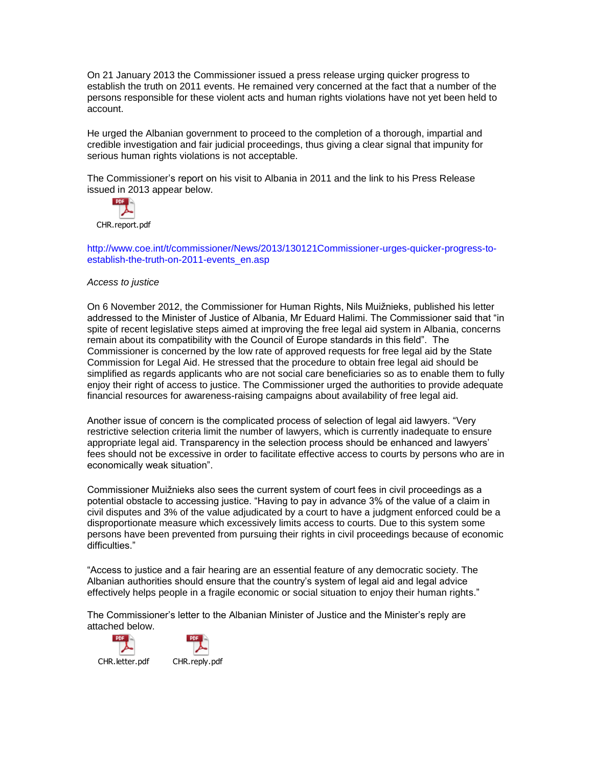On 21 January 2013 the Commissioner issued a press release urging quicker progress to establish the truth on 2011 events. He remained very concerned at the fact that a number of the persons responsible for these violent acts and human rights violations have not yet been held to account.

He urged the Albanian government to proceed to the completion of a thorough, impartial and credible investigation and fair judicial proceedings, thus giving a clear signal that impunity for serious human rights violations is not acceptable.

The Commissioner's report on his visit to Albania in 2011 and the link to his Press Release issued in 2013 appear below.

CHR.report.pdf

http://www.coe.int/t/commissioner/News/2013/130121Commissioner-urges-quicker-progress-to-establish-the-truth-on-2011-events_en.asp

*Access to justice*

On 6 November 2012, the Commissioner for Human Rights, Nils Muižnieks, published his letter addressed to the Minister of Justice of Albania, Mr Eduard Halimi. The Commissioner said that "in spite of recent legislative steps aimed at improving the free legal aid system in Albania, concerns remain about its compatibility with the Council of Europe standards in this field". The Commissioner is concerned by the low rate of approved requests for free legal aid by the State Commission for Legal Aid. He stressed that the procedure to obtain free legal aid should be simplified as regards applicants who are not social care beneficiaries so as to enable them to fully enjoy their right of access to justice. The Commissioner urged the authorities to provide adequate financial resources for awareness-raising campaigns about availability of free legal aid.

Another issue of concern is the complicated process of selection of legal aid lawyers. "Very restrictive selection criteria limit the number of lawyers, which is currently inadequate to ensure appropriate legal aid. Transparency in the selection process should be enhanced and lawyers' fees should not be excessive in order to facilitate effective access to courts by persons who are in economically weak situation".

Commissioner Muižnieks also sees the current system of court fees in civil proceedings as a potential obstacle to accessing justice. "Having to pay in advance 3% of the value of a claim in civil disputes and 3% of the value adjudicated by a court to have a judgment enforced could be a disproportionate measure which excessively limits access to courts. Due to this system some persons have been prevented from pursuing their rights in civil proceedings because of economic difficulties."

"Access to justice and a fair hearing are an essential feature of any democratic society. The Albanian authorities should ensure that the country's system of legal aid and legal advice effectively helps people in a fragile economic or social situation to enjoy their human rights."

The Commissioner's letter to the Albanian Minister of Justice and the Minister's reply are attached below.

CHR.letter.pdf    CHR.reply.pdf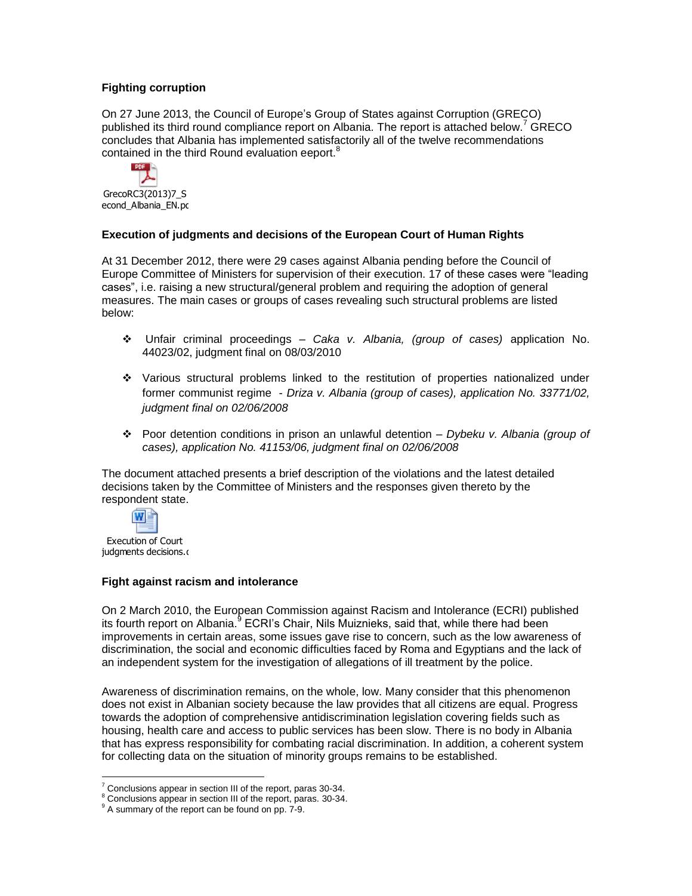### Fighting corruption

On 27 June 2013, the Council of Europe's Group of States against Corruption (GRECO) published its third round compliance report on Albania. The report is attached below.[7] GRECO concludes that Albania has implemented satisfactorily all of the twelve recommendations contained in the third Round evaluation eeport.[8]

GrecoRC3(2013)7_Second_Albania_EN.pc

### Execution of judgments and decisions of the European Court of Human Rights

At 31 December 2012, there were 29 cases against Albania pending before the Council of Europe Committee of Ministers for supervision of their execution. 17 of these cases were "leading cases", i.e. raising a new structural/general problem and requiring the adoption of general measures. The main cases or groups of cases revealing such structural problems are listed below:

- Unfair criminal proceedings – *Caka v. Albania, (group of cases)* application No. 44023/02, judgment final on 08/03/2010
- Various structural problems linked to the restitution of properties nationalized under former communist regime - *Driza v. Albania (group of cases), application No. 33771/02, judgment final on 02/06/2008*
- Poor detention conditions in prison an unlawful detention – *Dybeku v. Albania (group of cases), application No. 41153/06, judgment final on 02/06/2008*

The document attached presents a brief description of the violations and the latest detailed decisions taken by the Committee of Ministers and the responses given thereto by the respondent state.

Execution of Court judgments decisions.c

### Fight against racism and intolerance

On 2 March 2010, the European Commission against Racism and Intolerance (ECRI) published its fourth report on Albania.[9] ECRI's Chair, Nils Muiznieks, said that, while there had been improvements in certain areas, some issues gave rise to concern, such as the low awareness of discrimination, the social and economic difficulties faced by Roma and Egyptians and the lack of an independent system for the investigation of allegations of ill treatment by the police.

Awareness of discrimination remains, on the whole, low. Many consider that this phenomenon does not exist in Albanian society because the law provides that all citizens are equal. Progress towards the adoption of comprehensive antidiscrimination legislation covering fields such as housing, health care and access to public services has been slow. There is no body in Albania that has express responsibility for combating racial discrimination. In addition, a coherent system for collecting data on the situation of minority groups remains to be established.

---

[7] Conclusions appear in section III of the report, paras 30-34.

[8] Conclusions appear in section III of the report, paras. 30-34.

[9] A summary of the report can be found on pp. 7-9.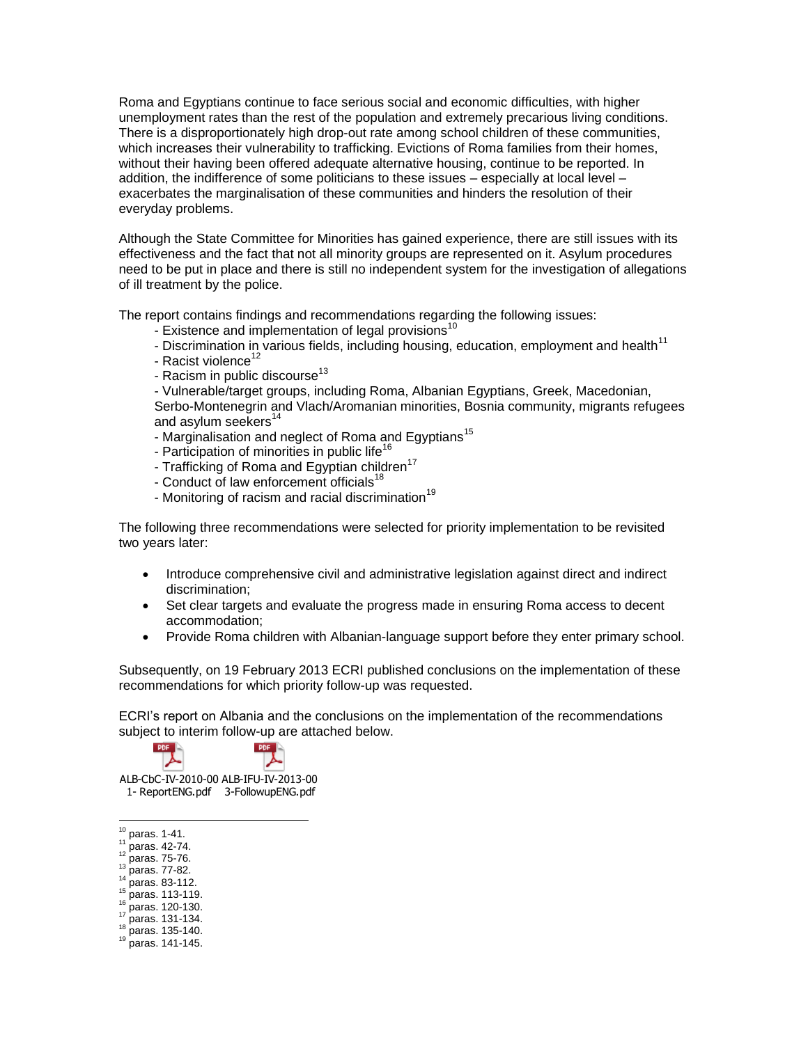Roma and Egyptians continue to face serious social and economic difficulties, with higher unemployment rates than the rest of the population and extremely precarious living conditions. There is a disproportionately high drop-out rate among school children of these communities, which increases their vulnerability to trafficking. Evictions of Roma families from their homes, without their having been offered adequate alternative housing, continue to be reported. In addition, the indifference of some politicians to these issues – especially at local level – exacerbates the marginalisation of these communities and hinders the resolution of their everyday problems.

Although the State Committee for Minorities has gained experience, there are still issues with its effectiveness and the fact that not all minority groups are represented on it. Asylum procedures need to be put in place and there is still no independent system for the investigation of allegations of ill treatment by the police.

The report contains findings and recommendations regarding the following issues:

- Existence and implementation of legal provisions[10]
- Discrimination in various fields, including housing, education, employment and health[11]
- Racist violence[12]
- Racism in public discourse[13]
- Vulnerable/target groups, including Roma, Albanian Egyptians, Greek, Macedonian, Serbo-Montenegrin and Vlach/Aromanian minorities, Bosnia community, migrants refugees and asylum seekers[14]
- Marginalisation and neglect of Roma and Egyptians[15]
- Participation of minorities in public life[16]
- Trafficking of Roma and Egyptian children[17]
- Conduct of law enforcement officials[18]
- Monitoring of racism and racial discrimination[19]

The following three recommendations were selected for priority implementation to be revisited two years later:

- Introduce comprehensive civil and administrative legislation against direct and indirect discrimination;
- Set clear targets and evaluate the progress made in ensuring Roma access to decent accommodation;
- Provide Roma children with Albanian-language support before they enter primary school.

Subsequently, on 19 February 2013 ECRI published conclusions on the implementation of these recommendations for which priority follow-up was requested.

ECRI's report on Albania and the conclusions on the implementation of the recommendations subject to interim follow-up are attached below.

ALB-CbC-IV-2010-001-ReportENG.pdf ALB-IFU-IV-2013-003-FollowupENG.pdf

---

[10] paras. 1-41.
[11] paras. 42-74.
[12] paras. 75-76.
[13] paras. 77-82.
[14] paras. 83-112.
[15] paras. 113-119.
[16] paras. 120-130.
[17] paras. 131-134.
[18] paras. 135-140.
[19] paras. 141-145.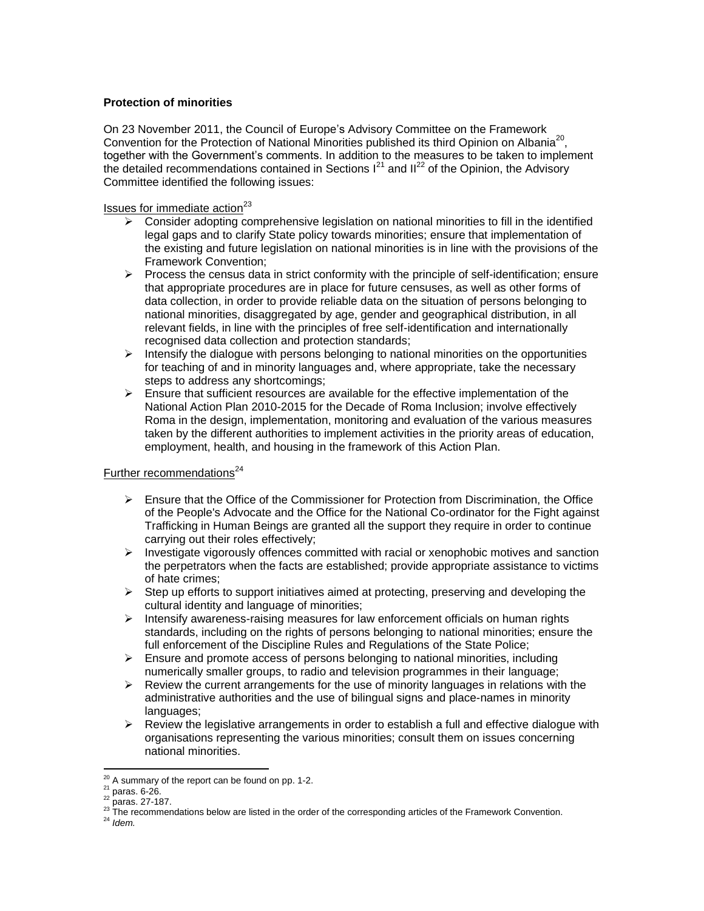**Protection of minorities**

On 23 November 2011, the Council of Europe's Advisory Committee on the Framework Convention for the Protection of National Minorities published its third Opinion on Albania[20], together with the Government's comments. In addition to the measures to be taken to implement the detailed recommendations contained in Sections I[21] and II[22] of the Opinion, the Advisory Committee identified the following issues:

Issues for immediate action[23]

- Consider adopting comprehensive legislation on national minorities to fill in the identified legal gaps and to clarify State policy towards minorities; ensure that implementation of the existing and future legislation on national minorities is in line with the provisions of the Framework Convention;
- Process the census data in strict conformity with the principle of self-identification; ensure that appropriate procedures are in place for future censuses, as well as other forms of data collection, in order to provide reliable data on the situation of persons belonging to national minorities, disaggregated by age, gender and geographical distribution, in all relevant fields, in line with the principles of free self-identification and internationally recognised data collection and protection standards;
- Intensify the dialogue with persons belonging to national minorities on the opportunities for teaching of and in minority languages and, where appropriate, take the necessary steps to address any shortcomings;
- Ensure that sufficient resources are available for the effective implementation of the National Action Plan 2010-2015 for the Decade of Roma Inclusion; involve effectively Roma in the design, implementation, monitoring and evaluation of the various measures taken by the different authorities to implement activities in the priority areas of education, employment, health, and housing in the framework of this Action Plan.

Further recommendations[24]

- Ensure that the Office of the Commissioner for Protection from Discrimination, the Office of the People's Advocate and the Office for the National Co-ordinator for the Fight against Trafficking in Human Beings are granted all the support they require in order to continue carrying out their roles effectively;
- Investigate vigorously offences committed with racial or xenophobic motives and sanction the perpetrators when the facts are established; provide appropriate assistance to victims of hate crimes;
- Step up efforts to support initiatives aimed at protecting, preserving and developing the cultural identity and language of minorities;
- Intensify awareness-raising measures for law enforcement officials on human rights standards, including on the rights of persons belonging to national minorities; ensure the full enforcement of the Discipline Rules and Regulations of the State Police;
- Ensure and promote access of persons belonging to national minorities, including numerically smaller groups, to radio and television programmes in their language;
- Review the current arrangements for the use of minority languages in relations with the administrative authorities and the use of bilingual signs and place-names in minority languages;
- Review the legislative arrangements in order to establish a full and effective dialogue with organisations representing the various minorities; consult them on issues concerning national minorities.

---

[20] A summary of the report can be found on pp. 1-2.

[21] paras. 6-26.

[22] paras. 27-187.

[23] The recommendations below are listed in the order of the corresponding articles of the Framework Convention.

[24] *Idem.*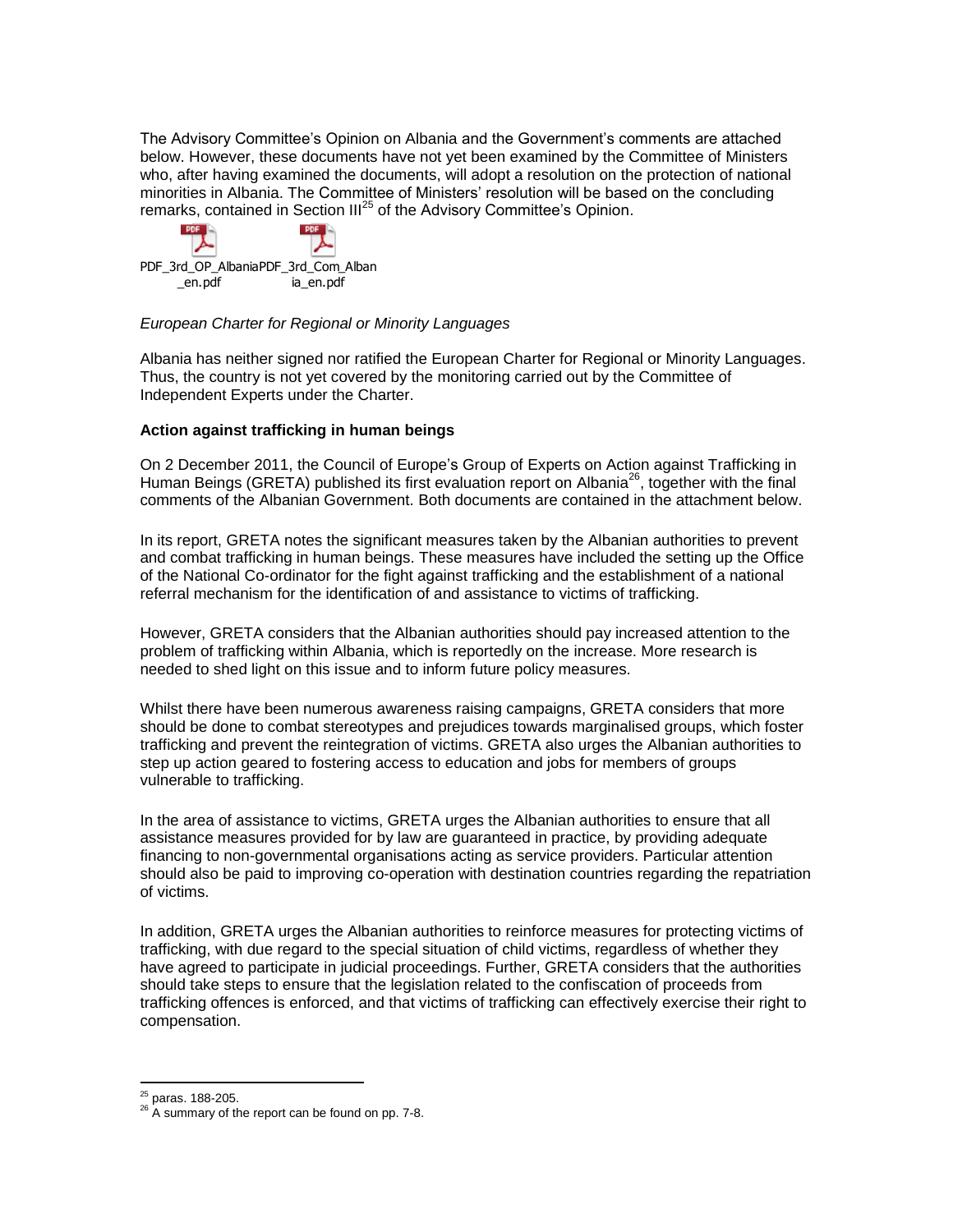The Advisory Committee's Opinion on Albania and the Government's comments are attached below. However, these documents have not yet been examined by the Committee of Ministers who, after having examined the documents, will adopt a resolution on the protection of national minorities in Albania. The Committee of Ministers' resolution will be based on the concluding remarks, contained in Section III[25] of the Advisory Committee's Opinion.

PDF_3rd_OP_Albania_en.pdf PDF_3rd_Com_Albania_en.pdf

*European Charter for Regional or Minority Languages*

Albania has neither signed nor ratified the European Charter for Regional or Minority Languages. Thus, the country is not yet covered by the monitoring carried out by the Committee of Independent Experts under the Charter.

**Action against trafficking in human beings**

On 2 December 2011, the Council of Europe's Group of Experts on Action against Trafficking in Human Beings (GRETA) published its first evaluation report on Albania[26], together with the final comments of the Albanian Government. Both documents are contained in the attachment below.

In its report, GRETA notes the significant measures taken by the Albanian authorities to prevent and combat trafficking in human beings. These measures have included the setting up the Office of the National Co-ordinator for the fight against trafficking and the establishment of a national referral mechanism for the identification of and assistance to victims of trafficking.

However, GRETA considers that the Albanian authorities should pay increased attention to the problem of trafficking within Albania, which is reportedly on the increase. More research is needed to shed light on this issue and to inform future policy measures.

Whilst there have been numerous awareness raising campaigns, GRETA considers that more should be done to combat stereotypes and prejudices towards marginalised groups, which foster trafficking and prevent the reintegration of victims. GRETA also urges the Albanian authorities to step up action geared to fostering access to education and jobs for members of groups vulnerable to trafficking.

In the area of assistance to victims, GRETA urges the Albanian authorities to ensure that all assistance measures provided for by law are guaranteed in practice, by providing adequate financing to non-governmental organisations acting as service providers. Particular attention should also be paid to improving co-operation with destination countries regarding the repatriation of victims.

In addition, GRETA urges the Albanian authorities to reinforce measures for protecting victims of trafficking, with due regard to the special situation of child victims, regardless of whether they have agreed to participate in judicial proceedings. Further, GRETA considers that the authorities should take steps to ensure that the legislation related to the confiscation of proceeds from trafficking offences is enforced, and that victims of trafficking can effectively exercise their right to compensation.

---

[25] paras. 188-205.

[26] A summary of the report can be found on pp. 7-8.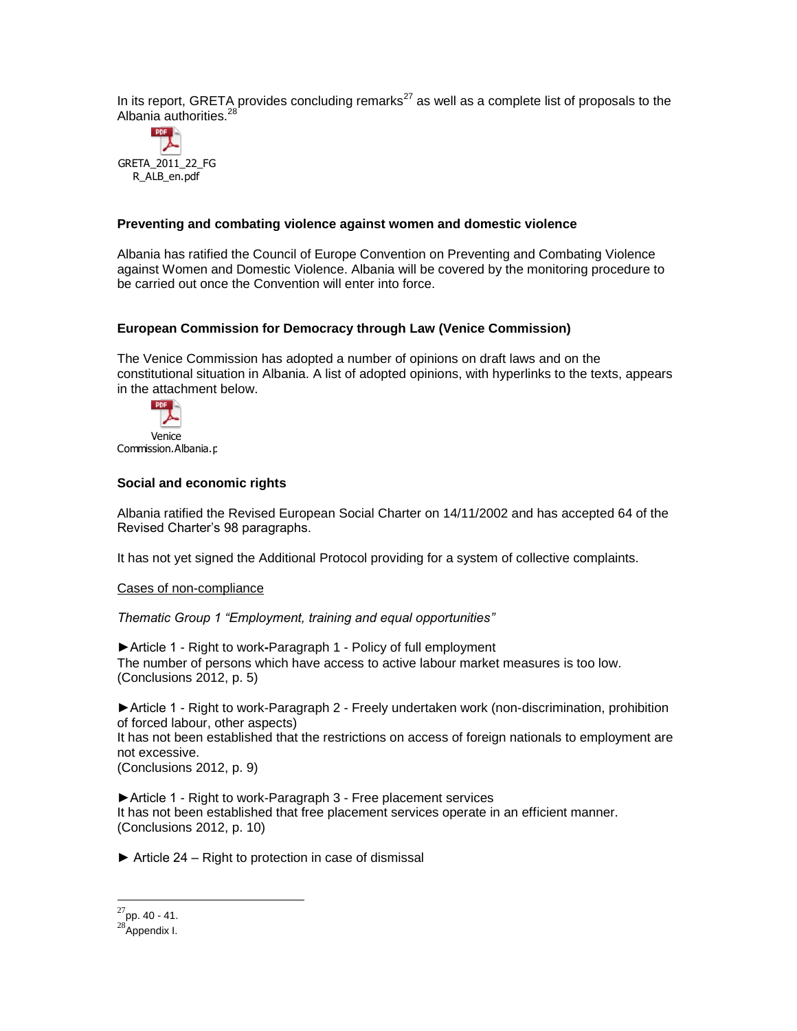In its report, GRETA provides concluding remarks[27] as well as a complete list of proposals to the Albania authorities.[28]

GRETA_2011_22_FGR_ALB_en.pdf

**Preventing and combating violence against women and domestic violence**

Albania has ratified the Council of Europe Convention on Preventing and Combating Violence against Women and Domestic Violence. Albania will be covered by the monitoring procedure to be carried out once the Convention will enter into force.

**European Commission for Democracy through Law (Venice Commission)**

The Venice Commission has adopted a number of opinions on draft laws and on the constitutional situation in Albania. A list of adopted opinions, with hyperlinks to the texts, appears in the attachment below.

Venice Commission.Albania.p

**Social and economic rights**

Albania ratified the Revised European Social Charter on 14/11/2002 and has accepted 64 of the Revised Charter's 98 paragraphs.

It has not yet signed the Additional Protocol providing for a system of collective complaints.

<u>Cases of non-compliance</u>

*Thematic Group 1 "Employment, training and equal opportunities"*

►Article 1 - Right to work-Paragraph 1 - Policy of full employment
The number of persons which have access to active labour market measures is too low.
(Conclusions 2012, p. 5)

►Article 1 - Right to work-Paragraph 2 - Freely undertaken work (non-discrimination, prohibition of forced labour, other aspects)
It has not been established that the restrictions on access of foreign nationals to employment are not excessive.
(Conclusions 2012, p. 9)

►Article 1 - Right to work-Paragraph 3 - Free placement services
It has not been established that free placement services operate in an efficient manner.
(Conclusions 2012, p. 10)

► Article 24 – Right to protection in case of dismissal

---

[27] pp. 40 - 41.
[28] Appendix I.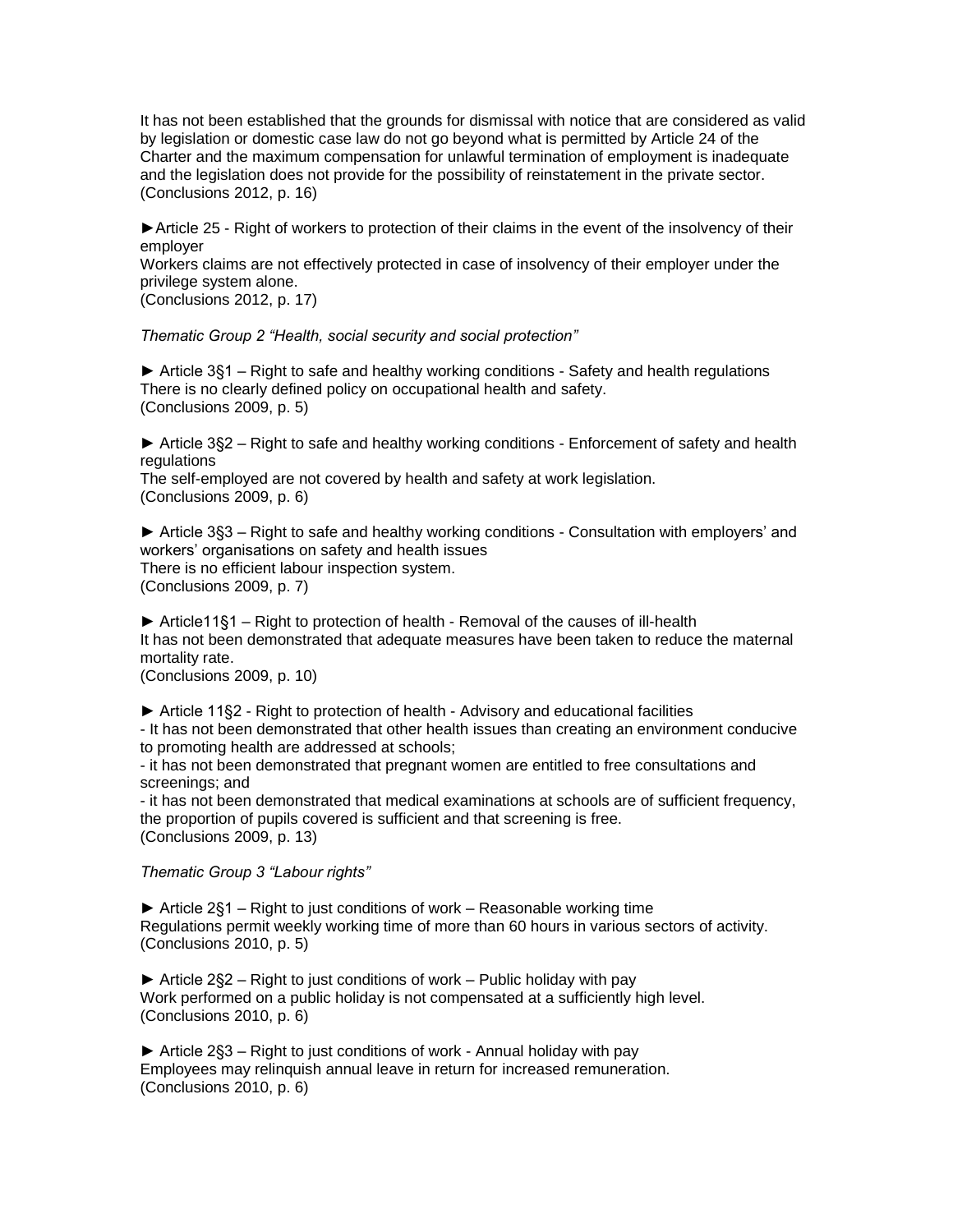It has not been established that the grounds for dismissal with notice that are considered as valid by legislation or domestic case law do not go beyond what is permitted by Article 24 of the Charter and the maximum compensation for unlawful termination of employment is inadequate and the legislation does not provide for the possibility of reinstatement in the private sector.
(Conclusions 2012, p. 16)

►Article 25 - Right of workers to protection of their claims in the event of the insolvency of their employer
Workers claims are not effectively protected in case of insolvency of their employer under the privilege system alone.
(Conclusions 2012, p. 17)

*Thematic Group 2 "Health, social security and social protection"*

► Article 3§1 – Right to safe and healthy working conditions - Safety and health regulations
There is no clearly defined policy on occupational health and safety.
(Conclusions 2009, p. 5)

► Article 3§2 – Right to safe and healthy working conditions - Enforcement of safety and health regulations
The self-employed are not covered by health and safety at work legislation.
(Conclusions 2009, p. 6)

► Article 3§3 – Right to safe and healthy working conditions - Consultation with employers' and workers' organisations on safety and health issues
There is no efficient labour inspection system.
(Conclusions 2009, p. 7)

► Article11§1 – Right to protection of health - Removal of the causes of ill-health
It has not been demonstrated that adequate measures have been taken to reduce the maternal mortality rate.
(Conclusions 2009, p. 10)

► Article 11§2 - Right to protection of health - Advisory and educational facilities
- It has not been demonstrated that other health issues than creating an environment conducive to promoting health are addressed at schools;
- it has not been demonstrated that pregnant women are entitled to free consultations and screenings; and
- it has not been demonstrated that medical examinations at schools are of sufficient frequency, the proportion of pupils covered is sufficient and that screening is free.
(Conclusions 2009, p. 13)

*Thematic Group 3 "Labour rights"*

► Article 2§1 – Right to just conditions of work – Reasonable working time
Regulations permit weekly working time of more than 60 hours in various sectors of activity.
(Conclusions 2010, p. 5)

► Article 2§2 – Right to just conditions of work – Public holiday with pay
Work performed on a public holiday is not compensated at a sufficiently high level.
(Conclusions 2010, p. 6)

► Article 2§3 – Right to just conditions of work - Annual holiday with pay
Employees may relinquish annual leave in return for increased remuneration.
(Conclusions 2010, p. 6)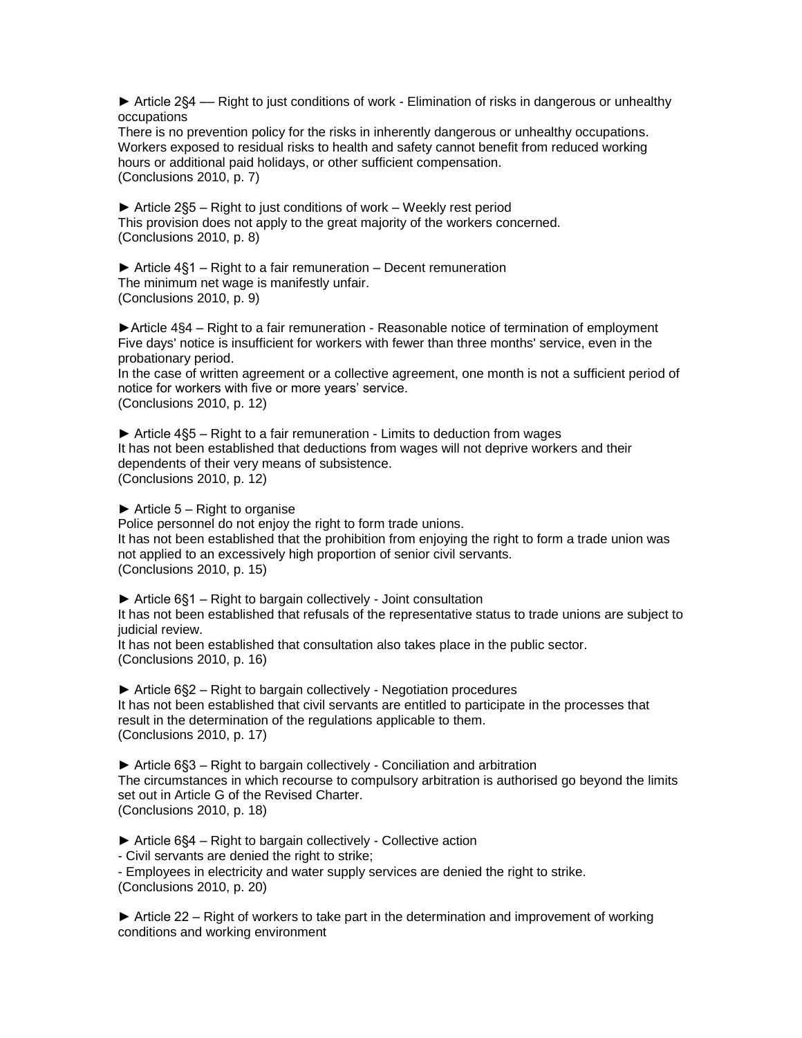► Article 2§4 –– Right to just conditions of work - Elimination of risks in dangerous or unhealthy occupations

There is no prevention policy for the risks in inherently dangerous or unhealthy occupations. Workers exposed to residual risks to health and safety cannot benefit from reduced working hours or additional paid holidays, or other sufficient compensation.
(Conclusions 2010, p. 7)

► Article 2§5 – Right to just conditions of work – Weekly rest period

This provision does not apply to the great majority of the workers concerned.
(Conclusions 2010, p. 8)

► Article 4§1 – Right to a fair remuneration – Decent remuneration

The minimum net wage is manifestly unfair.
(Conclusions 2010, p. 9)

►Article 4§4 – Right to a fair remuneration - Reasonable notice of termination of employment

Five days' notice is insufficient for workers with fewer than three months' service, even in the probationary period.

In the case of written agreement or a collective agreement, one month is not a sufficient period of notice for workers with five or more years' service.
(Conclusions 2010, p. 12)

► Article 4§5 – Right to a fair remuneration - Limits to deduction from wages

It has not been established that deductions from wages will not deprive workers and their dependents of their very means of subsistence.
(Conclusions 2010, p. 12)

► Article 5 – Right to organise

Police personnel do not enjoy the right to form trade unions.

It has not been established that the prohibition from enjoying the right to form a trade union was not applied to an excessively high proportion of senior civil servants.
(Conclusions 2010, p. 15)

► Article 6§1 – Right to bargain collectively - Joint consultation

It has not been established that refusals of the representative status to trade unions are subject to judicial review.

It has not been established that consultation also takes place in the public sector.
(Conclusions 2010, p. 16)

► Article 6§2 – Right to bargain collectively - Negotiation procedures

It has not been established that civil servants are entitled to participate in the processes that result in the determination of the regulations applicable to them.
(Conclusions 2010, p. 17)

► Article 6§3 – Right to bargain collectively - Conciliation and arbitration

The circumstances in which recourse to compulsory arbitration is authorised go beyond the limits set out in Article G of the Revised Charter.
(Conclusions 2010, p. 18)

► Article 6§4 – Right to bargain collectively - Collective action

- Civil servants are denied the right to strike;
- Employees in electricity and water supply services are denied the right to strike.

(Conclusions 2010, p. 20)

► Article 22 – Right of workers to take part in the determination and improvement of working conditions and working environment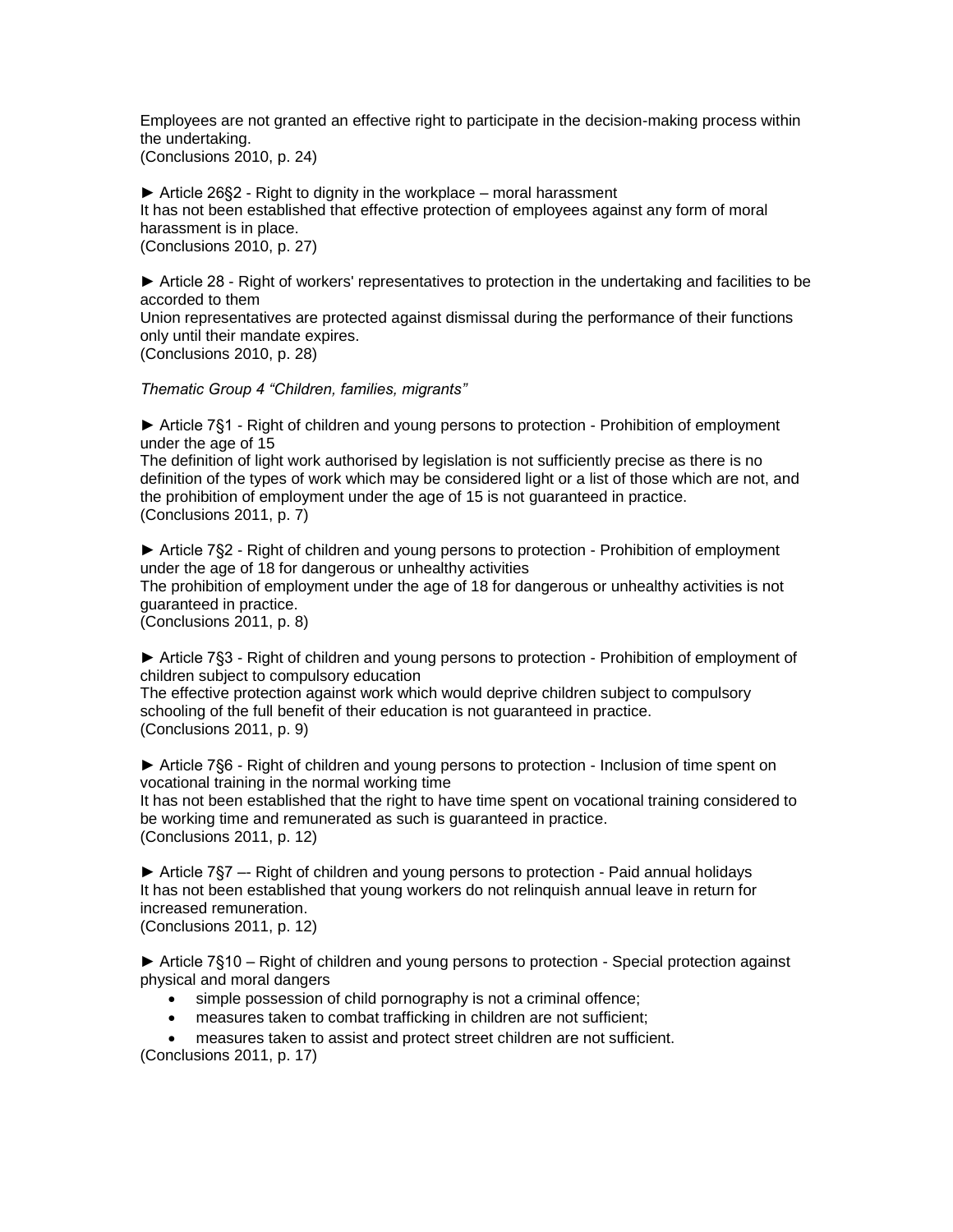Employees are not granted an effective right to participate in the decision-making process within the undertaking.
(Conclusions 2010, p. 24)

► Article 26§2 - Right to dignity in the workplace – moral harassment
It has not been established that effective protection of employees against any form of moral harassment is in place.
(Conclusions 2010, p. 27)

► Article 28 - Right of workers' representatives to protection in the undertaking and facilities to be accorded to them
Union representatives are protected against dismissal during the performance of their functions only until their mandate expires.
(Conclusions 2010, p. 28)

*Thematic Group 4 "Children, families, migrants"*

► Article 7§1 - Right of children and young persons to protection - Prohibition of employment under the age of 15
The definition of light work authorised by legislation is not sufficiently precise as there is no definition of the types of work which may be considered light or a list of those which are not, and the prohibition of employment under the age of 15 is not guaranteed in practice.
(Conclusions 2011, p. 7)

► Article 7§2 - Right of children and young persons to protection - Prohibition of employment under the age of 18 for dangerous or unhealthy activities
The prohibition of employment under the age of 18 for dangerous or unhealthy activities is not guaranteed in practice.
(Conclusions 2011, p. 8)

► Article 7§3 - Right of children and young persons to protection - Prohibition of employment of children subject to compulsory education
The effective protection against work which would deprive children subject to compulsory schooling of the full benefit of their education is not guaranteed in practice.
(Conclusions 2011, p. 9)

► Article 7§6 - Right of children and young persons to protection - Inclusion of time spent on vocational training in the normal working time
It has not been established that the right to have time spent on vocational training considered to be working time and remunerated as such is guaranteed in practice.
(Conclusions 2011, p. 12)

► Article 7§7 –- Right of children and young persons to protection - Paid annual holidays
It has not been established that young workers do not relinquish annual leave in return for increased remuneration.
(Conclusions 2011, p. 12)

► Article 7§10 – Right of children and young persons to protection - Special protection against physical and moral dangers

- simple possession of child pornography is not a criminal offence;
- measures taken to combat trafficking in children are not sufficient;
- measures taken to assist and protect street children are not sufficient.

(Conclusions 2011, p. 17)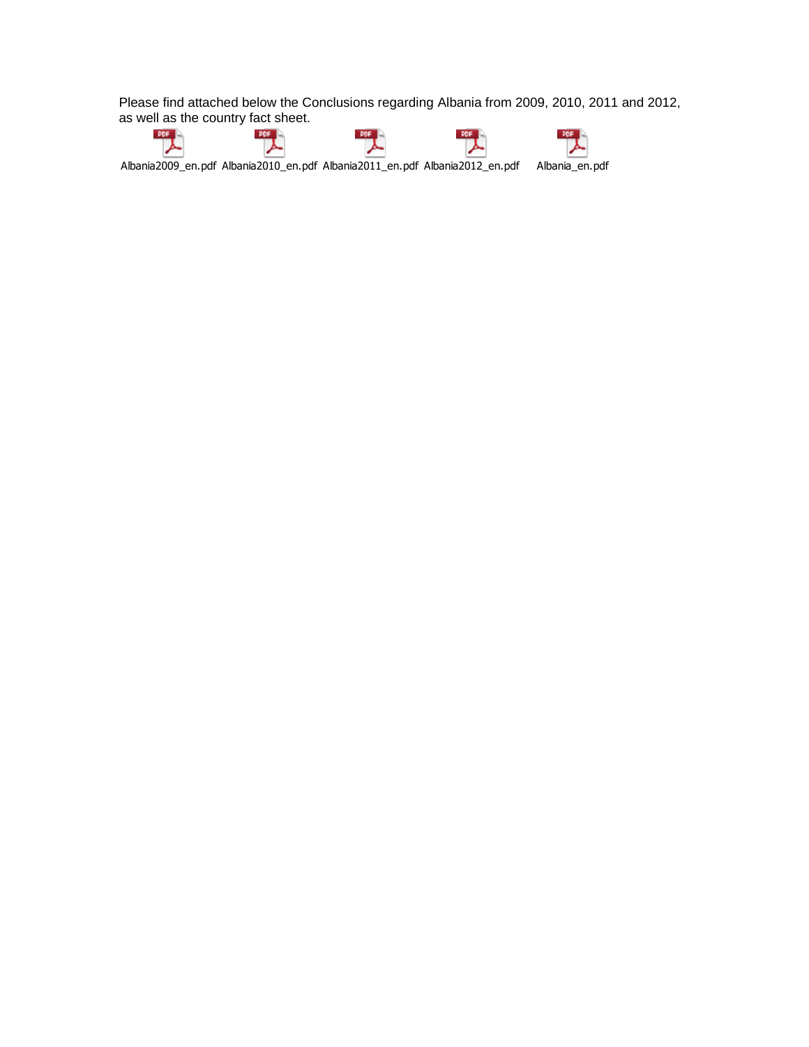Please find attached below the Conclusions regarding Albania from 2009, 2010, 2011 and 2012, as well as the country fact sheet.

Albania2009_en.pdf Albania2010_en.pdf Albania2011_en.pdf Albania2012_en.pdf Albania_en.pdf